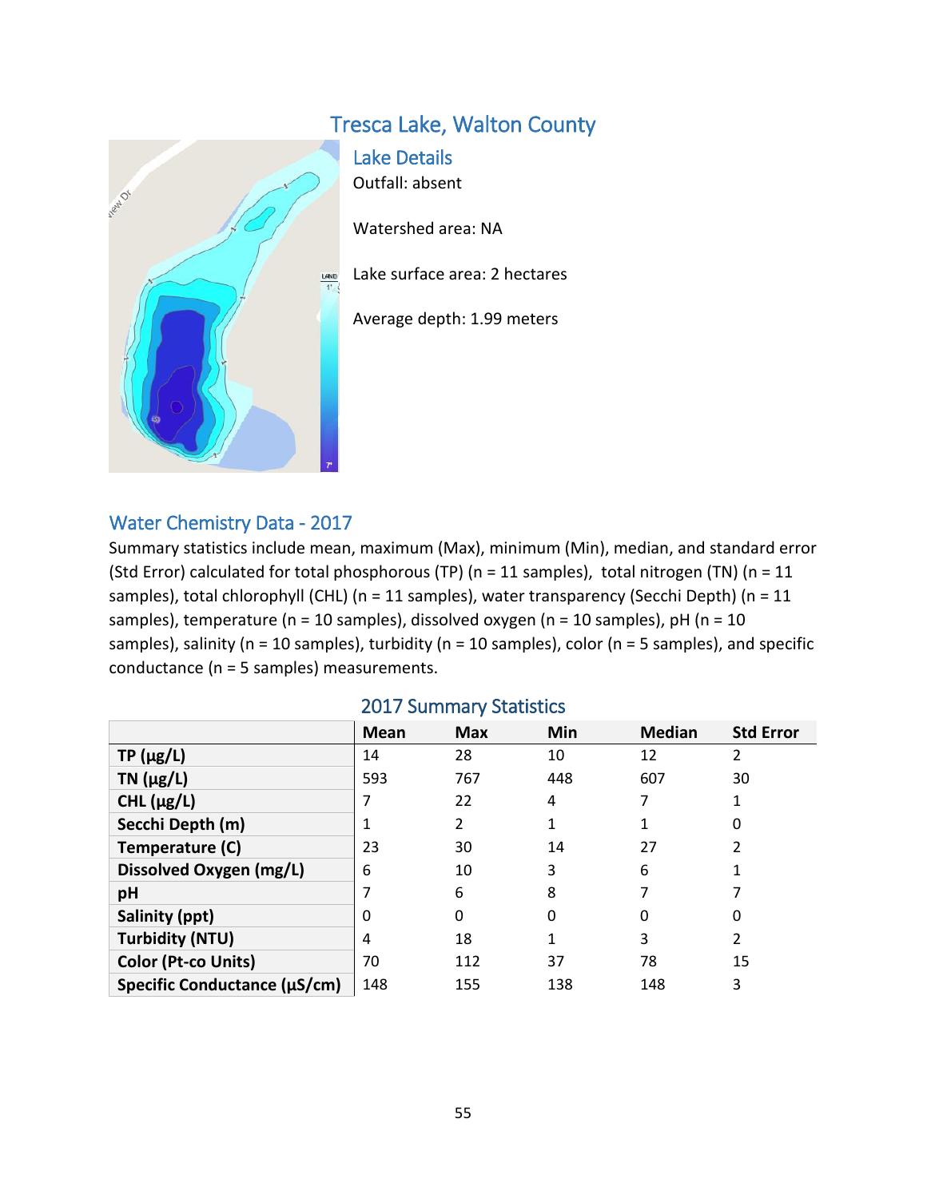# Tresca Lake, Walton County

## Lake Details

Outfall: absent

Watershed area: NA

Lake surface area: 2 hectares

Average depth: 1.99 meters

## Water Chemistry Data - 2017

Summary statistics include mean, maximum (Max), minimum (Min), median, and standard error (Std Error) calculated for total phosphorous (TP) (n = 11 samples), total nitrogen (TN) (n = 11 samples), total chlorophyll (CHL) (n = 11 samples), water transparency (Secchi Depth) (n = 11 samples), temperature (n = 10 samples), dissolved oxygen (n = 10 samples), pH (n = 10 samples), salinity (n = 10 samples), turbidity (n = 10 samples), color (n = 5 samples), and specific conductance (n = 5 samples) measurements.

### 2017 Summary Statistics

| | Mean | Max | Min | Median | Std Error |
|---|---|---|---|---|---|
| **TP (µg/L)** | 14 | 28 | 10 | 12 | 2 |
| **TN (µg/L)** | 593 | 767 | 448 | 607 | 30 |
| **CHL (µg/L)** | 7 | 22 | 4 | 7 | 1 |
| **Secchi Depth (m)** | 1 | 2 | 1 | 1 | 0 |
| **Temperature (C)** | 23 | 30 | 14 | 27 | 2 |
| **Dissolved Oxygen (mg/L)** | 6 | 10 | 3 | 6 | 1 |
| **pH** | 7 | 6 | 8 | 7 | 7 |
| **Salinity (ppt)** | 0 | 0 | 0 | 0 | 0 |
| **Turbidity (NTU)** | 4 | 18 | 1 | 3 | 2 |
| **Color (Pt-co Units)** | 70 | 112 | 37 | 78 | 15 |
| **Specific Conductance (µS/cm)** | 148 | 155 | 138 | 148 | 3 |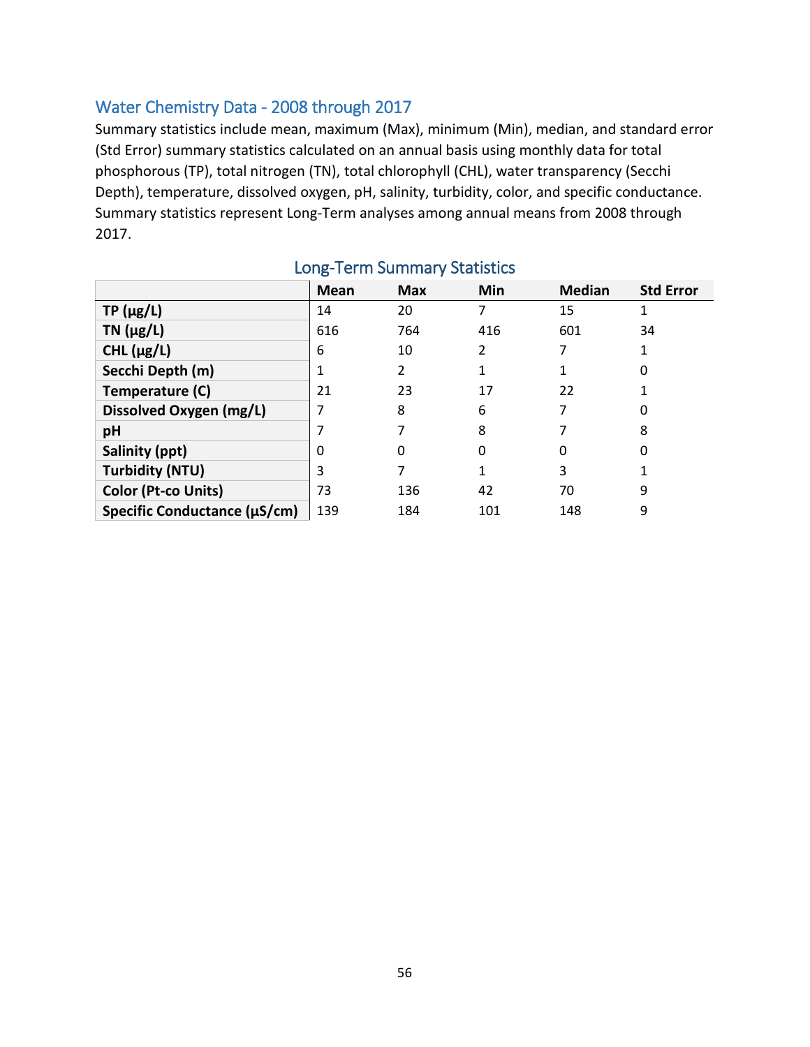## Water Chemistry Data - 2008 through 2017

Summary statistics include mean, maximum (Max), minimum (Min), median, and standard error (Std Error) summary statistics calculated on an annual basis using monthly data for total phosphorous (TP), total nitrogen (TN), total chlorophyll (CHL), water transparency (Secchi Depth), temperature, dissolved oxygen, pH, salinity, turbidity, color, and specific conductance. Summary statistics represent Long-Term analyses among annual means from 2008 through 2017.

### Long-Term Summary Statistics

| | Mean | Max | Min | Median | Std Error |
|---|---|---|---|---|---|
| **TP (µg/L)** | 14 | 20 | 7 | 15 | 1 |
| **TN (µg/L)** | 616 | 764 | 416 | 601 | 34 |
| **CHL (µg/L)** | 6 | 10 | 2 | 7 | 1 |
| **Secchi Depth (m)** | 1 | 2 | 1 | 1 | 0 |
| **Temperature (C)** | 21 | 23 | 17 | 22 | 1 |
| **Dissolved Oxygen (mg/L)** | 7 | 8 | 6 | 7 | 0 |
| **pH** | 7 | 7 | 8 | 7 | 8 |
| **Salinity (ppt)** | 0 | 0 | 0 | 0 | 0 |
| **Turbidity (NTU)** | 3 | 7 | 1 | 3 | 1 |
| **Color (Pt-co Units)** | 73 | 136 | 42 | 70 | 9 |
| **Specific Conductance (µS/cm)** | 139 | 184 | 101 | 148 | 9 |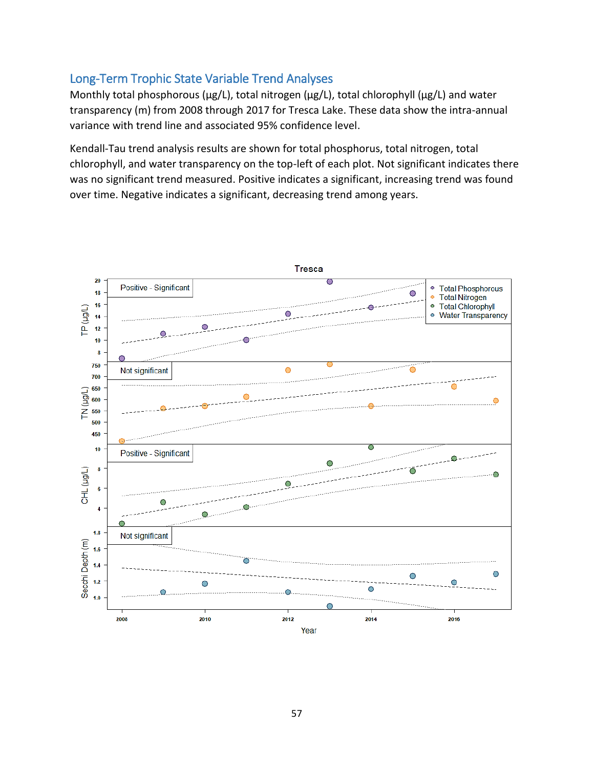## Long-Term Trophic State Variable Trend Analyses

Monthly total phosphorous (µg/L), total nitrogen (µg/L), total chlorophyll (µg/L) and water transparency (m) from 2008 through 2017 for Tresca Lake. These data show the intra-annual variance with trend line and associated 95% confidence level.

Kendall-Tau trend analysis results are shown for total phosphorus, total nitrogen, total chlorophyll, and water transparency on the top-left of each plot. Not significant indicates there was no significant trend measured. Positive indicates a significant, increasing trend was found over time. Negative indicates a significant, decreasing trend among years.

Tresca

Total Phosphorous
Total Nitrogen
Total Chlorophyll
Water Transparency

TP (µg/L)
20
18
16
14
12
10
8
Positive - Significant

TN (µg/L)
750
700
650
600
550
500
450
Not significant

CHL (µg/L)
10
8
6
4
Positive - Significant

Secchi Depth (m)
1.8
1.6
1.4
1.2
1.0
Not significant

2008
2010
2012
2014
2016
Year